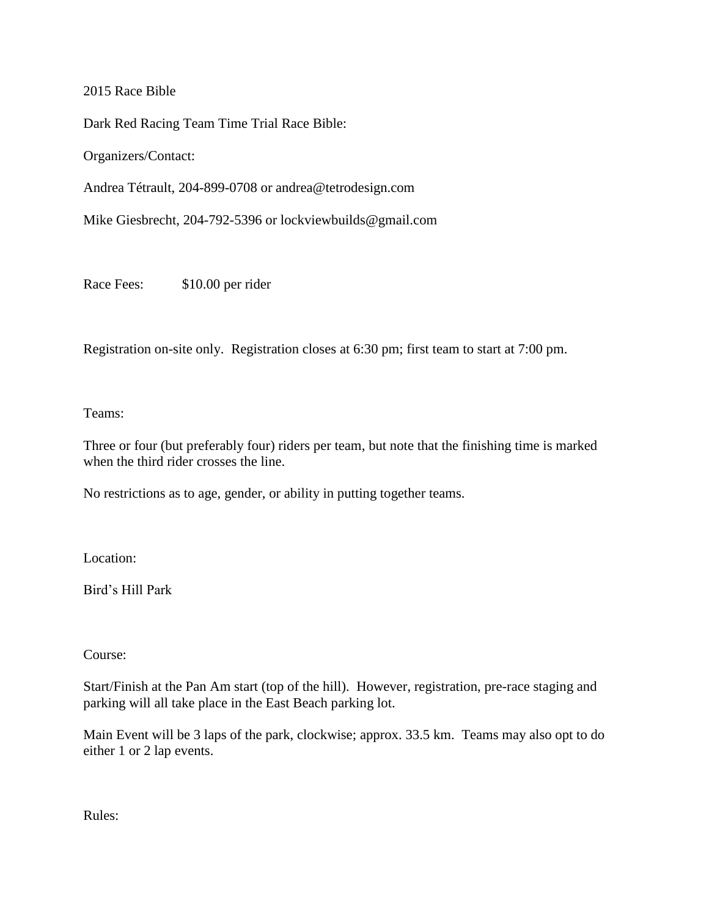2015 Race Bible

Dark Red Racing Team Time Trial Race Bible:

Organizers/Contact:

Andrea Tétrault, 204-899-0708 or andrea@tetrodesign.com

Mike Giesbrecht, 204-792-5396 or lockviewbuilds@gmail.com

Race Fees: $10.00 per rider

Registration on-site only. Registration closes at 6:30 pm; first team to start at 7:00 pm.

Teams:

Three or four (but preferably four) riders per team, but note that the finishing time is marked when the third rider crosses the line.

No restrictions as to age, gender, or ability in putting together teams.

Location:

Bird's Hill Park

Course:

Start/Finish at the Pan Am start (top of the hill). However, registration, pre-race staging and parking will all take place in the East Beach parking lot.

Main Event will be 3 laps of the park, clockwise; approx. 33.5 km. Teams may also opt to do either 1 or 2 lap events.

Rules: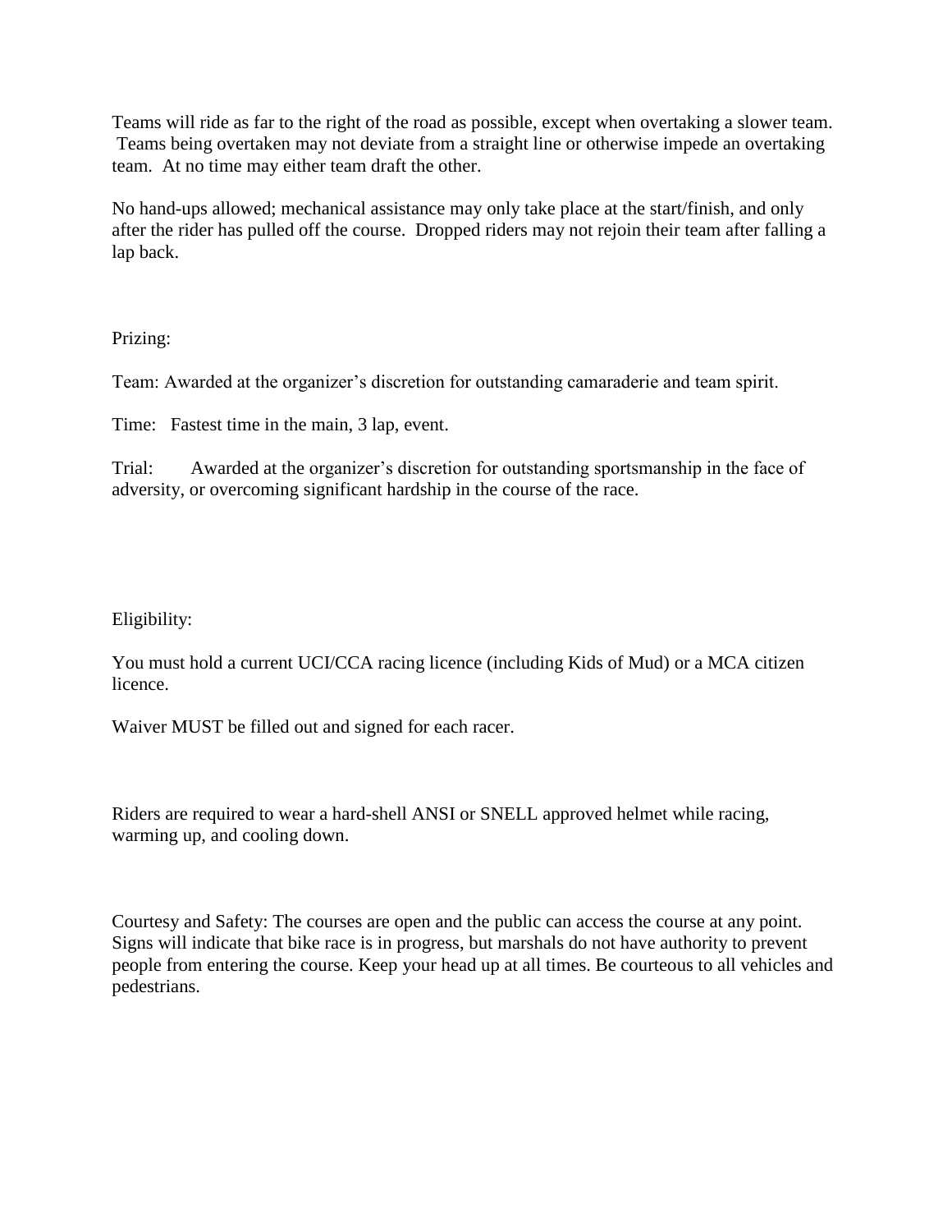Teams will ride as far to the right of the road as possible, except when overtaking a slower team. Teams being overtaken may not deviate from a straight line or otherwise impede an overtaking team. At no time may either team draft the other.

No hand-ups allowed; mechanical assistance may only take place at the start/finish, and only after the rider has pulled off the course. Dropped riders may not rejoin their team after falling a lap back.

Prizing:

Team: Awarded at the organizer's discretion for outstanding camaraderie and team spirit.

Time: Fastest time in the main, 3 lap, event.

Trial: Awarded at the organizer's discretion for outstanding sportsmanship in the face of adversity, or overcoming significant hardship in the course of the race.

Eligibility:

You must hold a current UCI/CCA racing licence (including Kids of Mud) or a MCA citizen licence.

Waiver MUST be filled out and signed for each racer.

Riders are required to wear a hard-shell ANSI or SNELL approved helmet while racing, warming up, and cooling down.

Courtesy and Safety: The courses are open and the public can access the course at any point. Signs will indicate that bike race is in progress, but marshals do not have authority to prevent people from entering the course. Keep your head up at all times. Be courteous to all vehicles and pedestrians.